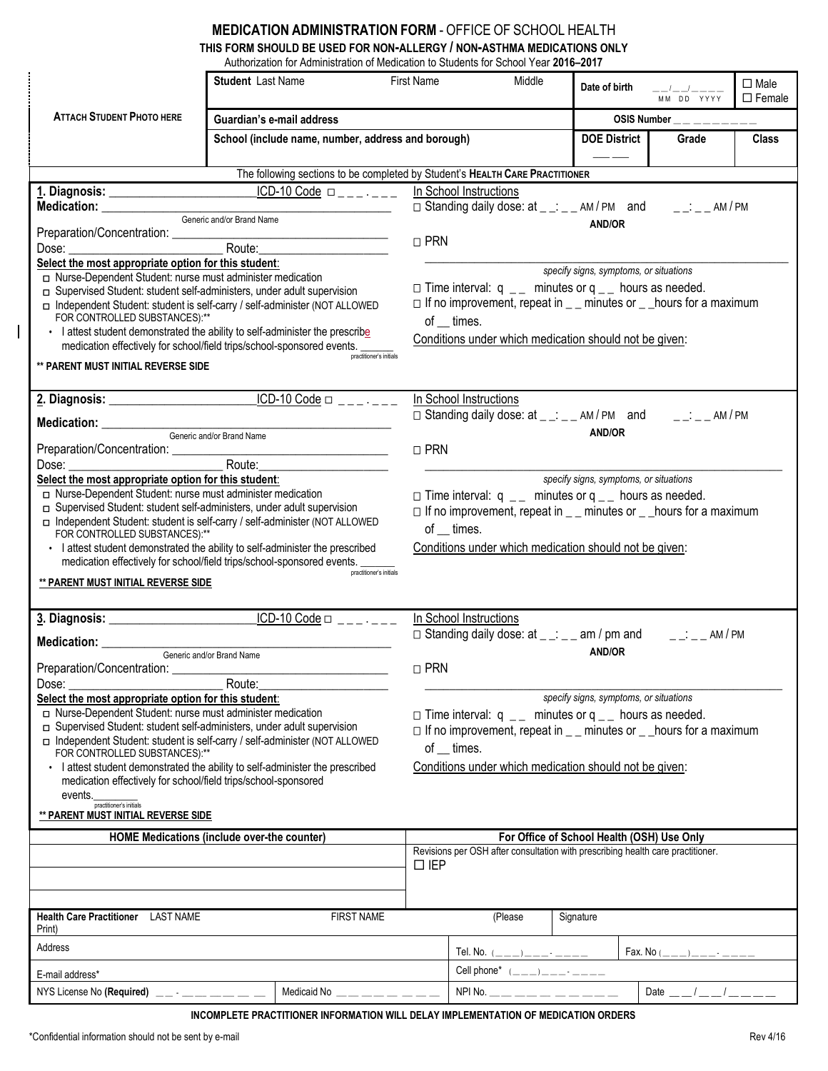# MEDICATION ADMINISTRATION FORM - OFFICE OF SCHOOL HEALTH

**THIS FORM SHOULD BE USED FOR NON-ALLERGY / NON-ASTHMA MEDICATIONS ONLY**

Authorization for Administration of Medication to Students for School Year **2016–2017**

| ATTACH STUDENT PHOTO HERE | **Student** Last Name | First Name | Middle | **Date of birth** __/__/____ MM DD YYYY | ☐ Male ☐ Female |
|---|---|---|---|---|---|
| | **Guardian's e-mail address** | | | **OSIS Number** _ _ _ _ _ _ _ _ _ | |
| | **School (include name, number, address and borough)** | | | **DOE District** ___ ___ | **Grade** / **Class** |

The following sections to be completed by Student's **HEALTH CARE PRACTITIONER**

**1. Diagnosis:** ______________________ ICD-10 Code ☐ _ _ _ . _ _ _

**Medication:** ________________________________________
Generic and/or Brand Name

Preparation/Concentration: ______________________________

Dose: ______________________ Route: ____________________

**Select the most appropriate option for this student**:

- ☐ Nurse-Dependent Student: nurse must administer medication
- ☐ Supervised Student: student self-administers, under adult supervision
- ☐ Independent Student: student is self-carry / self-administer (NOT ALLOWED FOR CONTROLLED SUBSTANCES):**
- • I attest student demonstrated the ability to self-administer the prescribe medication effectively for school/field trips/school-sponsored events. ______ practitioner's initials

**** PARENT MUST INITIAL REVERSE SIDE**

In School Instructions

☐ Standing daily dose: at _ _: _ _ AM / PM and _ _: _ _ AM / PM

**AND/OR**

☐ PRN

____________________________________________
specify signs, symptoms, or situations

☐ Time interval: q _ _ minutes or q _ _ hours as needed.

☐ If no improvement, repeat in _ _ minutes or _ _hours for a maximum of __ times.

Conditions under which medication should not be given:

---

**2. Diagnosis:** ______________________ ICD-10 Code ☐ _ _ _ . _ _ _

**Medication:** ________________________________________
Generic and/or Brand Name

Preparation/Concentration: ______________________________

Dose: ______________________ Route: ____________________

**Select the most appropriate option for this student**:

- ☐ Nurse-Dependent Student: nurse must administer medication
- ☐ Supervised Student: student self-administers, under adult supervision
- ☐ Independent Student: student is self-carry / self-administer (NOT ALLOWED FOR CONTROLLED SUBSTANCES):**
- • I attest student demonstrated the ability to self-administer the prescribed medication effectively for school/field trips/school-sponsored events. ______ practitioner's initials

**** PARENT MUST INITIAL REVERSE SIDE**

In School Instructions

☐ Standing daily dose: at _ _: _ _ AM / PM and _ _: _ _ AM / PM

**AND/OR**

☐ PRN

____________________________________________
specify signs, symptoms, or situations

☐ Time interval: q _ _ minutes or q _ _ hours as needed.

☐ If no improvement, repeat in _ _ minutes or _ _hours for a maximum of __ times.

Conditions under which medication should not be given:

---

**3. Diagnosis:** ______________________ ICD-10 Code ☐ _ _ _ . _ _ _

**Medication:** ________________________________________
Generic and/or Brand Name

Preparation/Concentration: ______________________________

Dose: ______________________ Route: ____________________

**Select the most appropriate option for this student**:

- ☐ Nurse-Dependent Student: nurse must administer medication
- ☐ Supervised Student: student self-administers, under adult supervision
- ☐ Independent Student: student is self-carry / self-administer (NOT ALLOWED FOR CONTROLLED SUBSTANCES):**
- • I attest student demonstrated the ability to self-administer the prescribed medication effectively for school/field trips/school-sponsored events. ________ practitioner's initials

**** PARENT MUST INITIAL REVERSE SIDE**

In School Instructions

☐ Standing daily dose: at _ _: _ _ am / pm and _ _: _ _ AM / PM

**AND/OR**

☐ PRN

____________________________________________
specify signs, symptoms, or situations

☐ Time interval: q _ _ minutes or q _ _ hours as needed.

☐ If no improvement, repeat in _ _ minutes or _ _hours for a maximum of __ times.

Conditions under which medication should not be given:

---

| HOME Medications (include over-the counter) | For Office of School Health (OSH) Use Only |
|---|---|
| | Revisions per OSH after consultation with prescribing health care practitioner. ☐ IEP |

| **Health Care Practitioner** LAST NAME (Please Print) | FIRST NAME | Signature | |
|---|---|---|---|
| Address | | Tel. No. (___)___-____ | Fax. No (___)___-____ |
| E-mail address* | | Cell phone* (___)___-____ | |
| NYS License No **(Required)** __-______ | Medicaid No ________ | NPI No. __________ | Date __/__/____ |

**INCOMPLETE PRACTITIONER INFORMATION WILL DELAY IMPLEMENTATION OF MEDICATION ORDERS**

*Confidential information should not be sent by e-mail

Rev 4/16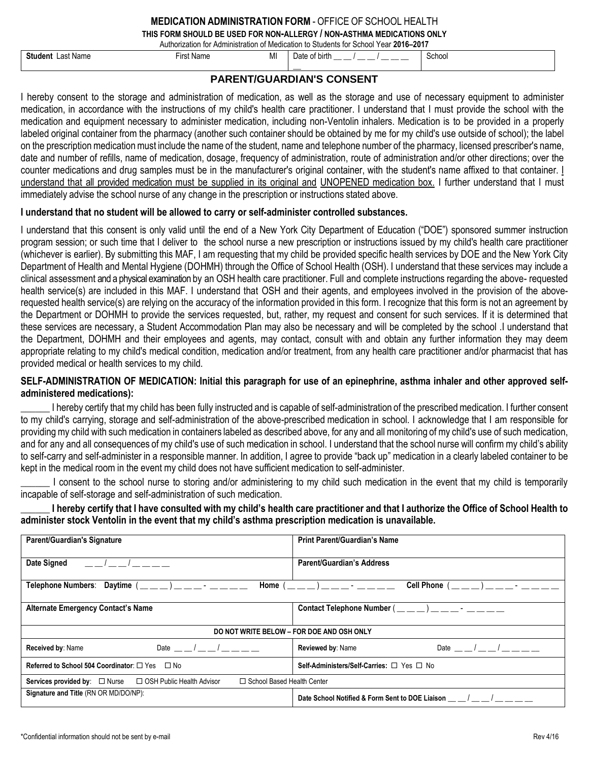# MEDICATION ADMINISTRATION FORM - OFFICE OF SCHOOL HEALTH

**THIS FORM SHOULD BE USED FOR NON-ALLERGY / NON-ASTHMA MEDICATIONS ONLY**

Authorization for Administration of Medication to Students for School Year **2016–2017**

| **Student** Last Name | First Name | MI | Date of birth __ __ / __ __ / __ __ __ __ | School |
|---|---|---|---|---|

## PARENT/GUARDIAN'S CONSENT

I hereby consent to the storage and administration of medication, as well as the storage and use of necessary equipment to administer medication, in accordance with the instructions of my child's health care practitioner. I understand that I must provide the school with the medication and equipment necessary to administer medication, including non-Ventolin inhalers. Medication is to be provided in a properly labeled original container from the pharmacy (another such container should be obtained by me for my child's use outside of school); the label on the prescription medication must include the name of the student, name and telephone number of the pharmacy, licensed prescriber's name, date and number of refills, name of medication, dosage, frequency of administration, route of administration and/or other directions; over the counter medications and drug samples must be in the manufacturer's original container, with the student's name affixed to that container. I understand that all provided medication must be supplied in its original and UNOPENED medication box. I further understand that I must immediately advise the school nurse of any change in the prescription or instructions stated above.

**I understand that no student will be allowed to carry or self-administer controlled substances.**

I understand that this consent is only valid until the end of a New York City Department of Education ("DOE") sponsored summer instruction program session; or such time that I deliver to the school nurse a new prescription or instructions issued by my child's health care practitioner (whichever is earlier). By submitting this MAF, I am requesting that my child be provided specific health services by DOE and the New York City Department of Health and Mental Hygiene (DOHMH) through the Office of School Health (OSH). I understand that these services may include a clinical assessment and a physical examination by an OSH health care practitioner. Full and complete instructions regarding the above- requested health service(s) are included in this MAF. I understand that OSH and their agents, and employees involved in the provision of the above-requested health service(s) are relying on the accuracy of the information provided in this form. I recognize that this form is not an agreement by the Department or DOHMH to provide the services requested, but, rather, my request and consent for such services. If it is determined that these services are necessary, a Student Accommodation Plan may also be necessary and will be completed by the school .I understand that the Department, DOHMH and their employees and agents, may contact, consult with and obtain any further information they may deem appropriate relating to my child's medical condition, medication and/or treatment, from any health care practitioner and/or pharmacist that has provided medical or health services to my child.

**SELF-ADMINISTRATION OF MEDICATION: Initial this paragraph for use of an epinephrine, asthma inhaler and other approved self-administered medications):**

______ I hereby certify that my child has been fully instructed and is capable of self-administration of the prescribed medication. I further consent to my child's carrying, storage and self-administration of the above-prescribed medication in school. I acknowledge that I am responsible for providing my child with such medication in containers labeled as described above, for any and all monitoring of my child's use of such medication, and for any and all consequences of my child's use of such medication in school. I understand that the school nurse will confirm my child's ability to self-carry and self-administer in a responsible manner. In addition, I agree to provide "back up" medication in a clearly labeled container to be kept in the medical room in the event my child does not have sufficient medication to self-administer.

______ I consent to the school nurse to storing and/or administering to my child such medication in the event that my child is temporarily incapable of self-storage and self-administration of such medication.

______ **I hereby certify that I have consulted with my child's health care practitioner and that I authorize the Office of School Health to administer stock Ventolin in the event that my child's asthma prescription medication is unavailable.**

| | |
|---|---|
| **Parent/Guardian's Signature** | **Print Parent/Guardian's Name** |
| **Date Signed** __ __ / __ __ / __ __ __ __ | **Parent/Guardian's Address** |
| **Telephone Numbers**: **Daytime** ( __ __ __ ) __ __ __ - __ __ __ __ **Home** ( __ __ __ ) __ __ __ - __ __ __ __ | **Cell Phone** ( __ __ __ ) __ __ __ - __ __ __ __ |
| **Alternate Emergency Contact's Name** | **Contact Telephone Number** ( __ __ __ ) __ __ __ - __ __ __ __ |
| **DO NOT WRITE BELOW – FOR DOE AND OSH ONLY** | |
| **Received by**: Name Date __ __ / __ __ / __ __ __ __ | **Reviewed by**: Name Date __ __ / __ __ / __ __ __ __ |
| **Referred to School 504 Coordinator**: ☐ Yes ☐ No | **Self-Administers/Self-Carries:** ☐ Yes ☐ No |
| **Services provided by**: ☐ Nurse ☐ OSH Public Health Advisor ☐ School Based Health Center | |
| **Signature and Title** (RN OR MD/DO/NP): | **Date School Notified & Form Sent to DOE Liaison** __ __ / __ __ / __ __ __ __ |

\*Confidential information should not be sent by e-mail

Rev 4/16